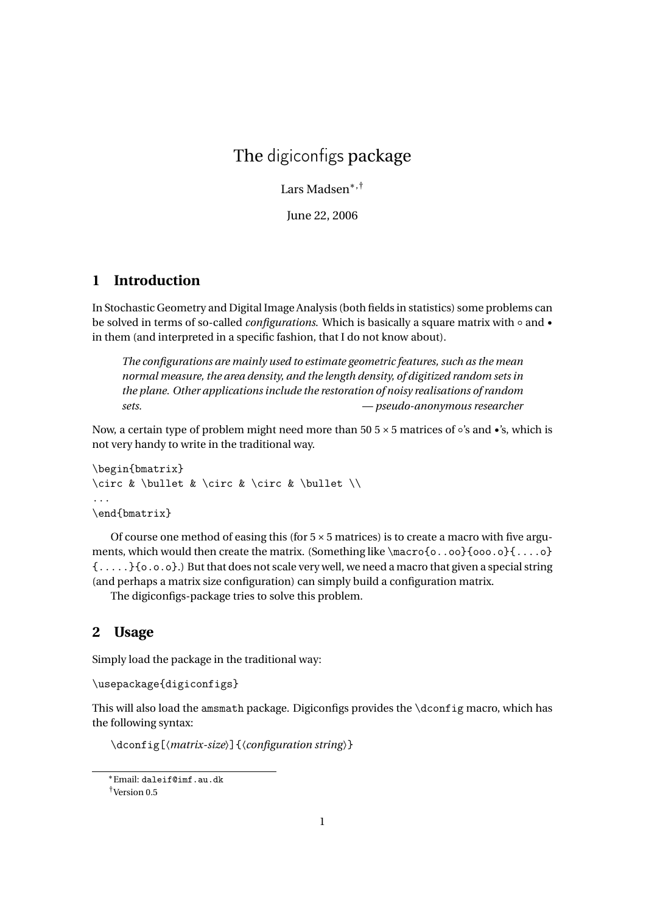# The digiconfigs package

Lars Madsen[*,†]

June 22, 2006

## 1 Introduction

In Stochastic Geometry and Digital Image Analysis (both fields in statistics) some problems can be solved in terms of so-called *configurations*. Which is basically a square matrix with $\circ$ and $\bullet$ in them (and interpreted in a specific fashion, that I do not know about).

> *The configurations are mainly used to estimate geometric features, such as the mean normal measure, the area density, and the length density, of digitized random sets in the plane. Other applications include the restoration of noisy realisations of random sets.* — *pseudo-anonymous researcher*

Now, a certain type of problem might need more than 50 $5 \times 5$ matrices of $\circ$'s and $\bullet$'s, which is not very handy to write in the traditional way.

```
\begin{bmatrix}
\circ & \bullet & \circ & \circ & \bullet \\
...
\end{bmatrix}
```

Of course one method of easing this (for $5 \times 5$ matrices) is to create a macro with five arguments, which would then create the matrix. (Something like `\macro{o..oo}{ooo.o}{....o}{.....}{o.o.o}`.) But that does not scale very well, we need a macro that given a special string (and perhaps a matrix size configuration) can simply build a configuration matrix.

The digiconfigs-package tries to solve this problem.

## 2 Usage

Simply load the package in the traditional way:

```
\usepackage{digiconfigs}
```

This will also load the `amsmath` package. Digiconfigs provides the `\dconfig` macro, which has the following syntax:

`\dconfig[`⟨*matrix-size*⟩`]{`⟨*configuration string*⟩`}`

---

[*] Email: `daleif@imf.au.dk`

[†] Version 0.5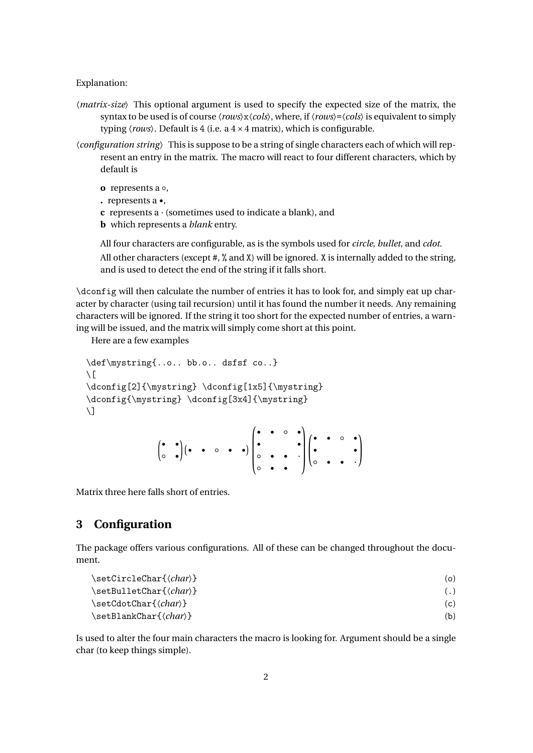Explanation:

⟨*matrix-size*⟩ This optional argument is used to specify the expected size of the matrix, the syntax to be used is of course ⟨*rows*⟩x⟨*cols*⟩, where, if ⟨*rows*⟩=⟨*cols*⟩ is equivalent to simply typing ⟨*rows*⟩. Default is 4 (i.e. a $4 \times 4$ matrix), which is configurable.

⟨*configuration string*⟩ This is suppose to be a string of single characters each of which will represent an entry in the matrix. The macro will react to four different characters, which by default is

- **o** represents a $\circ$,
- **.** represents a $\bullet$,
- **c** represents a $\cdot$ (sometimes used to indicate a blank), and
- **b** which represents a *blank* entry.

All four characters are configurable, as is the symbols used for *circle*, *bullet*, and *cdot*.

All other characters (except `#`, `%` and `X`) will be ignored. `X` is internally added to the string, and is used to detect the end of the string if it falls short.

`\dconfig` will then calculate the number of entries it has to look for, and simply eat up character by character (using tail recursion) until it has found the number it needs. Any remaining characters will be ignored. If the string it too short for the expected number of entries, a warning will be issued, and the matrix will simply come short at this point.

Here are a few examples

```
\def\mystring{..o.. bb.o.. dsfsf co..}
\[
\dconfig[2]{\mystring} \dconfig[1x5]{\mystring}
\dconfig{\mystring} \dconfig[3x4]{\mystring}
\]
```

$$\begin{pmatrix} \bullet & \bullet \\ \circ & \bullet \end{pmatrix} \begin{pmatrix} \bullet & \bullet & \circ & \bullet & \bullet \end{pmatrix} \begin{pmatrix} \bullet & \bullet & \circ & \bullet \\ \bullet & & & \bullet \\ \circ & \bullet & \bullet & \cdot \\ \circ & \bullet & \bullet & \end{pmatrix} \begin{pmatrix} \bullet & \bullet & \circ & \bullet \\ \bullet & & & \bullet \\ \circ & \bullet & \bullet & \cdot \end{pmatrix}$$

Matrix three here falls short of entries.

## 3 Configuration

The package offers various configurations. All of these can be changed throughout the document.

`\setCircleChar{⟨char⟩}` (o)
`\setBulletChar{⟨char⟩}` (.)
`\setCdotChar{⟨char⟩}` (c)
`\setBlankChar{⟨char⟩}` (b)

Is used to alter the four main characters the macro is looking for. Argument should be a single char (to keep things simple).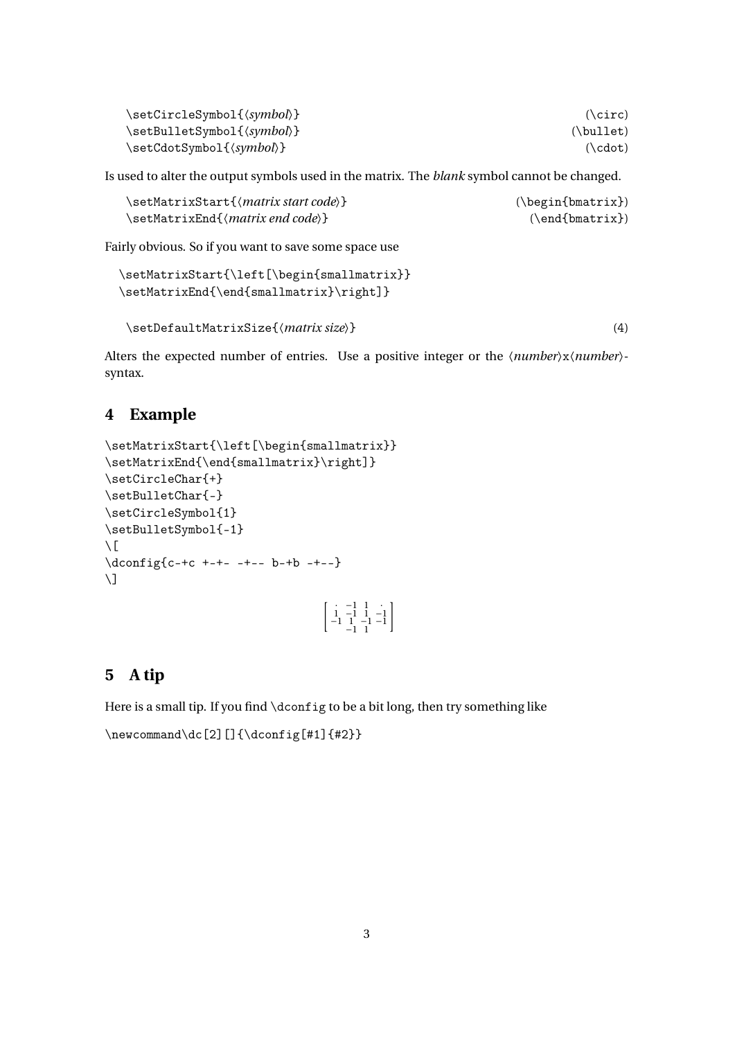```
\setCircleSymbol{⟨symbol⟩}                                    (\circ)
\setBulletSymbol{⟨symbol⟩}                                    (\bullet)
\setCdotSymbol{⟨symbol⟩}                                      (\cdot)
```

Is used to alter the output symbols used in the matrix. The *blank* symbol cannot be changed.

```
\setMatrixStart{⟨matrix start code⟩}                          (\begin{bmatrix})
\setMatrixEnd{⟨matrix end code⟩}                              (\end{bmatrix})
```

Fairly obvious. So if you want to save some space use

```
\setMatrixStart{\left[\begin{smallmatrix}}
\setMatrixEnd{\end{smallmatrix}\right]}
```

```
\setDefaultMatrixSize{⟨matrix size⟩}                          (4)
```

Alters the expected number of entries. Use a positive integer or the ⟨*number*⟩x⟨*number*⟩-syntax.

## 4 Example

```
\setMatrixStart{\left[\begin{smallmatrix}}
\setMatrixEnd{\end{smallmatrix}\right]}
\setCircleChar{+}
\setBulletChar{-}
\setCircleSymbol{1}
\setBulletSymbol{-1}
\[
\dconfig{c-+c +-+- -+-- b-+b -+--}
\]
```

$$\left[\begin{smallmatrix} \cdot & -1 & 1 & \cdot \\ 1 & -1 & 1 & -1 \\ -1 & 1 & -1 & -1 \\ & -1 & 1 & \end{smallmatrix}\right]$$

## 5 A tip

Here is a small tip. If you find `\dconfig` to be a bit long, then try something like

```
\newcommand\dc[2][]{\dconfig[#1]{#2}}
```